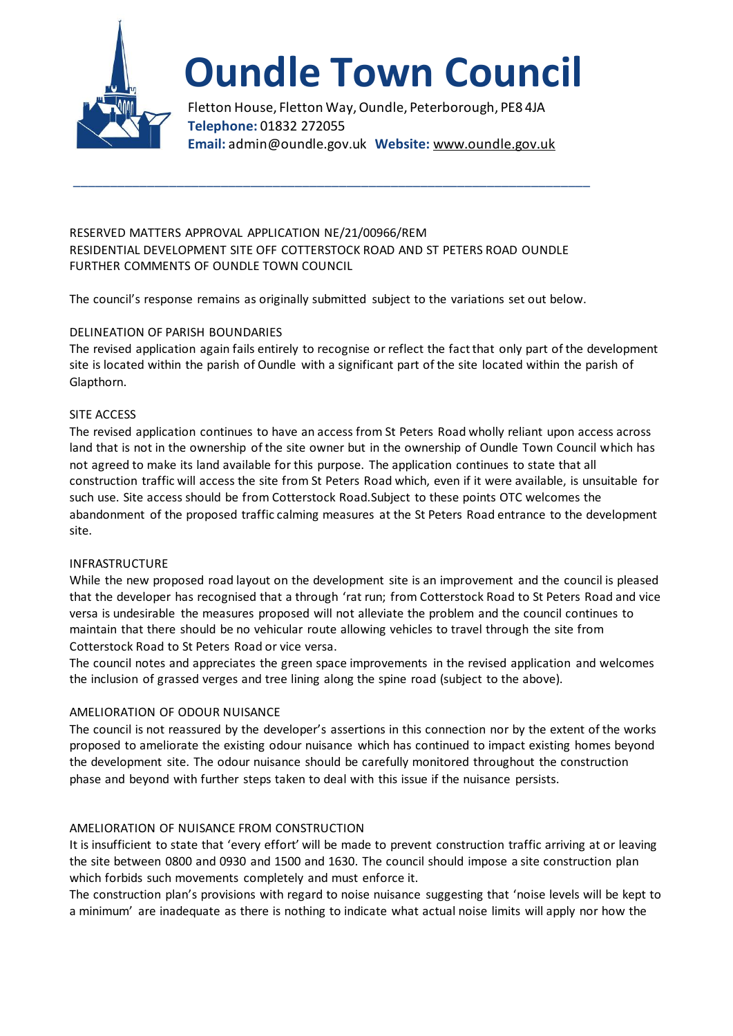# Oundle Town Council

Fletton House, Fletton Way, Oundle, Peterborough, PE8 4JA
**Telephone:** 01832 272055
**Email:** admin@oundle.gov.uk **Website:** www.oundle.gov.uk

---

RESERVED MATTERS APPROVAL APPLICATION NE/21/00966/REM
RESIDENTIAL DEVELOPMENT SITE OFF COTTERSTOCK ROAD AND ST PETERS ROAD OUNDLE
FURTHER COMMENTS OF OUNDLE TOWN COUNCIL

The council's response remains as originally submitted subject to the variations set out below.

DELINEATION OF PARISH BOUNDARIES

The revised application again fails entirely to recognise or reflect the fact that only part of the development site is located within the parish of Oundle with a significant part of the site located within the parish of Glapthorn.

SITE ACCESS

The revised application continues to have an access from St Peters Road wholly reliant upon access across land that is not in the ownership of the site owner but in the ownership of Oundle Town Council which has not agreed to make its land available for this purpose. The application continues to state that all construction traffic will access the site from St Peters Road which, even if it were available, is unsuitable for such use. Site access should be from Cotterstock Road.Subject to these points OTC welcomes the abandonment of the proposed traffic calming measures at the St Peters Road entrance to the development site.

INFRASTRUCTURE

While the new proposed road layout on the development site is an improvement and the council is pleased that the developer has recognised that a through 'rat run; from Cotterstock Road to St Peters Road and vice versa is undesirable the measures proposed will not alleviate the problem and the council continues to maintain that there should be no vehicular route allowing vehicles to travel through the site from Cotterstock Road to St Peters Road or vice versa.

The council notes and appreciates the green space improvements in the revised application and welcomes the inclusion of grassed verges and tree lining along the spine road (subject to the above).

AMELIORATION OF ODOUR NUISANCE

The council is not reassured by the developer's assertions in this connection nor by the extent of the works proposed to ameliorate the existing odour nuisance which has continued to impact existing homes beyond the development site. The odour nuisance should be carefully monitored throughout the construction phase and beyond with further steps taken to deal with this issue if the nuisance persists.

AMELIORATION OF NUISANCE FROM CONSTRUCTION

It is insufficient to state that 'every effort' will be made to prevent construction traffic arriving at or leaving the site between 0800 and 0930 and 1500 and 1630. The council should impose a site construction plan which forbids such movements completely and must enforce it.

The construction plan's provisions with regard to noise nuisance suggesting that 'noise levels will be kept to a minimum' are inadequate as there is nothing to indicate what actual noise limits will apply nor how the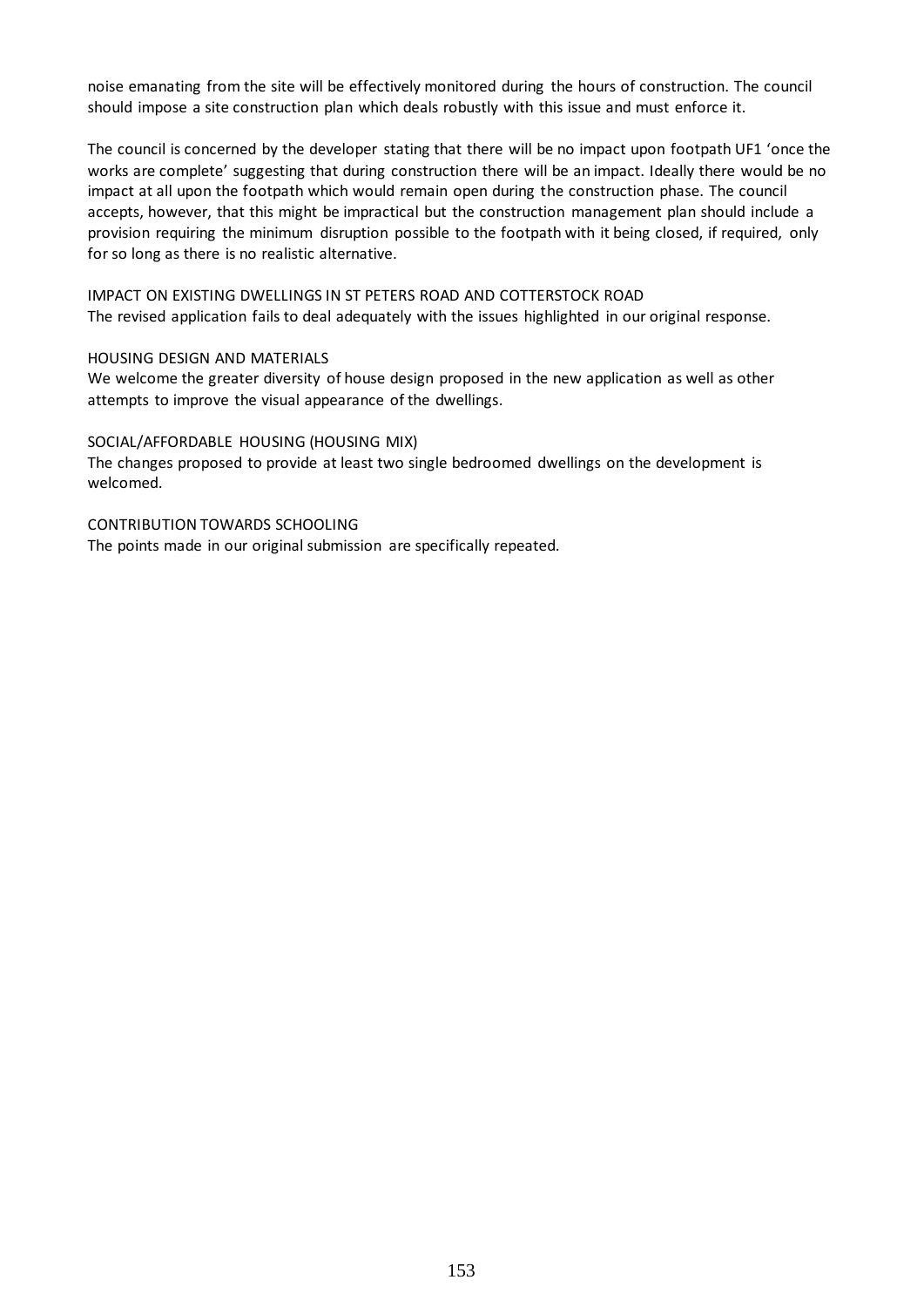noise emanating from the site will be effectively monitored during the hours of construction. The council should impose a site construction plan which deals robustly with this issue and must enforce it.

The council is concerned by the developer stating that there will be no impact upon footpath UF1 'once the works are complete' suggesting that during construction there will be an impact. Ideally there would be no impact at all upon the footpath which would remain open during the construction phase. The council accepts, however, that this might be impractical but the construction management plan should include a provision requiring the minimum disruption possible to the footpath with it being closed, if required, only for so long as there is no realistic alternative.

IMPACT ON EXISTING DWELLINGS IN ST PETERS ROAD AND COTTERSTOCK ROAD
The revised application fails to deal adequately with the issues highlighted in our original response.

HOUSING DESIGN AND MATERIALS
We welcome the greater diversity of house design proposed in the new application as well as other attempts to improve the visual appearance of the dwellings.

SOCIAL/AFFORDABLE HOUSING (HOUSING MIX)
The changes proposed to provide at least two single bedroomed dwellings on the development is welcomed.

CONTRIBUTION TOWARDS SCHOOLING
The points made in our original submission are specifically repeated.